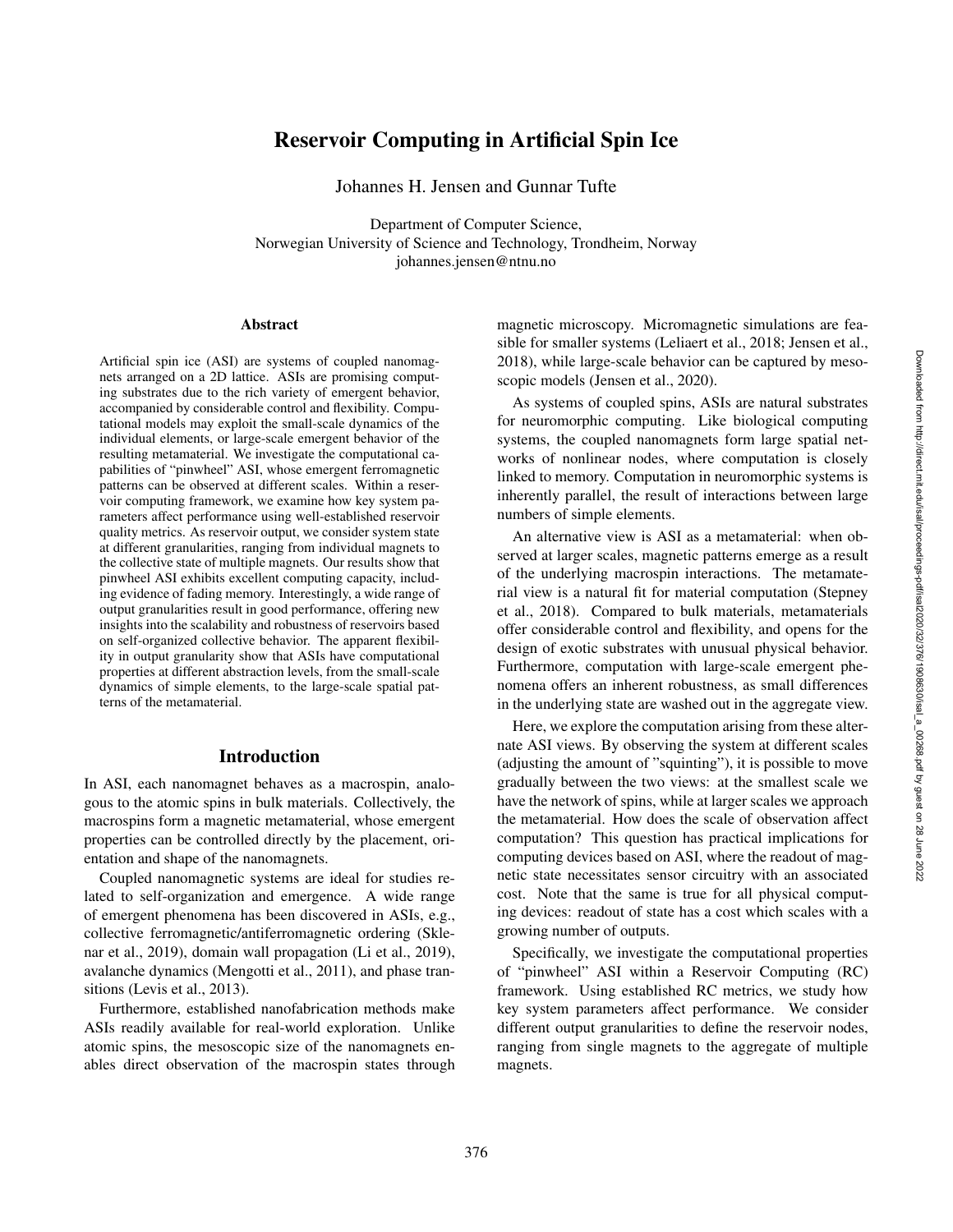# Reservoir Computing in Artificial Spin Ice

Johannes H. Jensen and Gunnar Tufte

Department of Computer Science,
Norwegian University of Science and Technology, Trondheim, Norway
johannes.jensen@ntnu.no

## Abstract

Artificial spin ice (ASI) are systems of coupled nanomagnets arranged on a 2D lattice. ASIs are promising computing substrates due to the rich variety of emergent behavior, accompanied by considerable control and flexibility. Computational models may exploit the small-scale dynamics of the individual elements, or large-scale emergent behavior of the resulting metamaterial. We investigate the computational capabilities of "pinwheel" ASI, whose emergent ferromagnetic patterns can be observed at different scales. Within a reservoir computing framework, we examine how key system parameters affect performance using well-established reservoir quality metrics. As reservoir output, we consider system state at different granularities, ranging from individual magnets to the collective state of multiple magnets. Our results show that pinwheel ASI exhibits excellent computing capacity, including evidence of fading memory. Interestingly, a wide range of output granularities result in good performance, offering new insights into the scalability and robustness of reservoirs based on self-organized collective behavior. The apparent flexibility in output granularity show that ASIs have computational properties at different abstraction levels, from the small-scale dynamics of simple elements, to the large-scale spatial patterns of the metamaterial.

## Introduction

In ASI, each nanomagnet behaves as a macrospin, analogous to the atomic spins in bulk materials. Collectively, the macrospins form a magnetic metamaterial, whose emergent properties can be controlled directly by the placement, orientation and shape of the nanomagnets.

Coupled nanomagnetic systems are ideal for studies related to self-organization and emergence. A wide range of emergent phenomena has been discovered in ASIs, e.g., collective ferromagnetic/antiferromagnetic ordering (Sklenar et al., 2019), domain wall propagation (Li et al., 2019), avalanche dynamics (Mengotti et al., 2011), and phase transitions (Levis et al., 2013).

Furthermore, established nanofabrication methods make ASIs readily available for real-world exploration. Unlike atomic spins, the mesoscopic size of the nanomagnets enables direct observation of the macrospin states through magnetic microscopy. Micromagnetic simulations are feasible for smaller systems (Leliaert et al., 2018; Jensen et al., 2018), while large-scale behavior can be captured by mesoscopic models (Jensen et al., 2020).

As systems of coupled spins, ASIs are natural substrates for neuromorphic computing. Like biological computing systems, the coupled nanomagnets form large spatial networks of nonlinear nodes, where computation is closely linked to memory. Computation in neuromorphic systems is inherently parallel, the result of interactions between large numbers of simple elements.

An alternative view is ASI as a metamaterial: when observed at larger scales, magnetic patterns emerge as a result of the underlying macrospin interactions. The metamaterial view is a natural fit for material computation (Stepney et al., 2018). Compared to bulk materials, metamaterials offer considerable control and flexibility, and opens for the design of exotic substrates with unusual physical behavior. Furthermore, computation with large-scale emergent phenomena offers an inherent robustness, as small differences in the underlying state are washed out in the aggregate view.

Here, we explore the computation arising from these alternate ASI views. By observing the system at different scales (adjusting the amount of "squinting"), it is possible to move gradually between the two views: at the smallest scale we have the network of spins, while at larger scales we approach the metamaterial. How does the scale of observation affect computation? This question has practical implications for computing devices based on ASI, where the readout of magnetic state necessitates sensor circuitry with an associated cost. Note that the same is true for all physical computing devices: readout of state has a cost which scales with a growing number of outputs.

Specifically, we investigate the computational properties of "pinwheel" ASI within a Reservoir Computing (RC) framework. Using established RC metrics, we study how key system parameters affect performance. We consider different output granularities to define the reservoir nodes, ranging from single magnets to the aggregate of multiple magnets.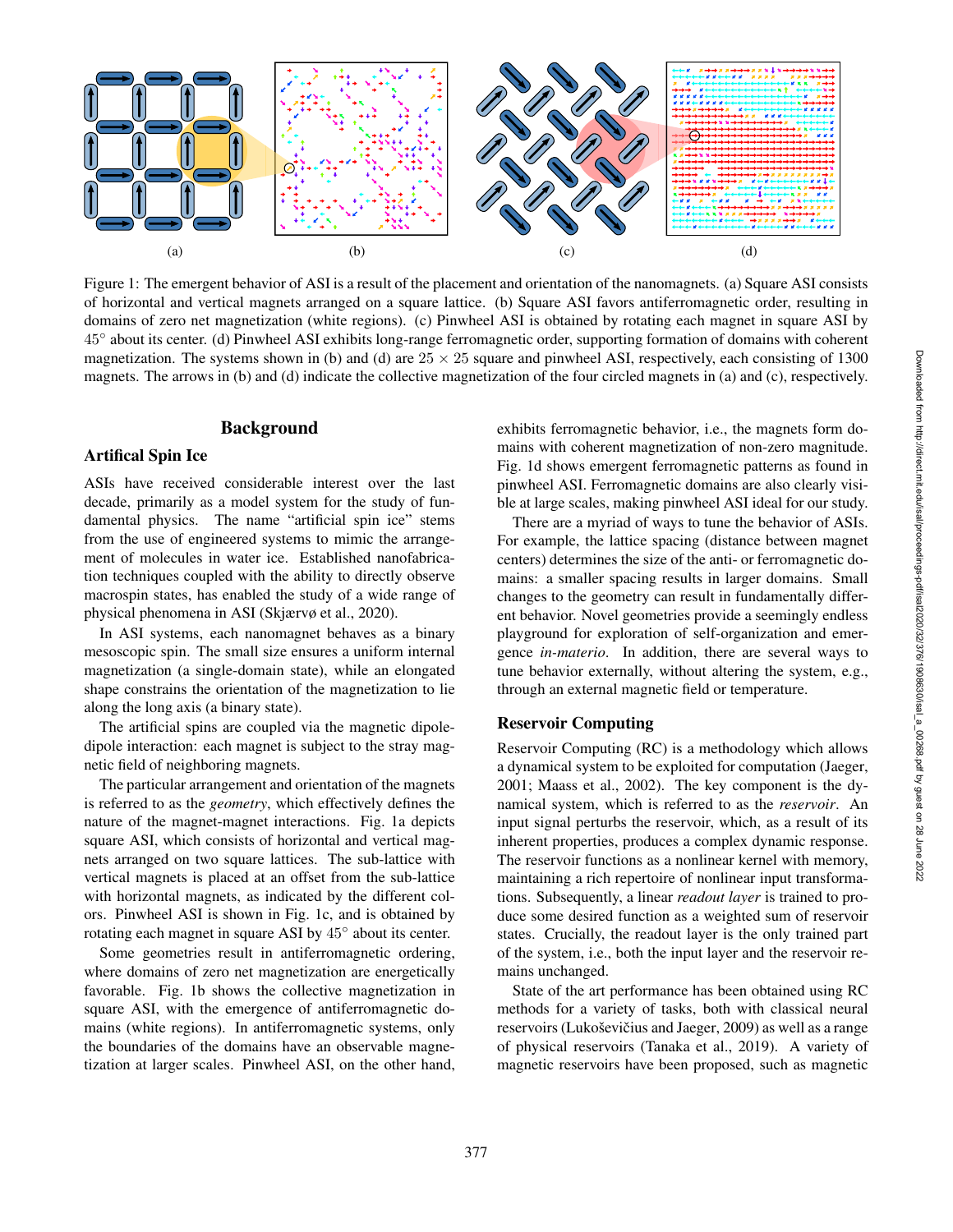Figure 1: The emergent behavior of ASI is a result of the placement and orientation of the nanomagnets. (a) Square ASI consists of horizontal and vertical magnets arranged on a square lattice. (b) Square ASI favors antiferromagnetic order, resulting in domains of zero net magnetization (white regions). (c) Pinwheel ASI is obtained by rotating each magnet in square ASI by $45°$ about its center. (d) Pinwheel ASI exhibits long-range ferromagnetic order, supporting formation of domains with coherent magnetization. The systems shown in (b) and (d) are $25 \times 25$ square and pinwheel ASI, respectively, each consisting of 1300 magnets. The arrows in (b) and (d) indicate the collective magnetization of the four circled magnets in (a) and (c), respectively.

## Background

### Artifical Spin Ice

ASIs have received considerable interest over the last decade, primarily as a model system for the study of fundamental physics. The name "artificial spin ice" stems from the use of engineered systems to mimic the arrangement of molecules in water ice. Established nanofabrication techniques coupled with the ability to directly observe macrospin states, has enabled the study of a wide range of physical phenomena in ASI (Skjærvø et al., 2020).

In ASI systems, each nanomagnet behaves as a binary mesoscopic spin. The small size ensures a uniform internal magnetization (a single-domain state), while an elongated shape constrains the orientation of the magnetization to lie along the long axis (a binary state).

The artificial spins are coupled via the magnetic dipole-dipole interaction: each magnet is subject to the stray magnetic field of neighboring magnets.

The particular arrangement and orientation of the magnets is referred to as the *geometry*, which effectively defines the nature of the magnet-magnet interactions. Fig. 1a depicts square ASI, which consists of horizontal and vertical magnets arranged on two square lattices. The sub-lattice with vertical magnets is placed at an offset from the sub-lattice with horizontal magnets, as indicated by the different colors. Pinwheel ASI is shown in Fig. 1c, and is obtained by rotating each magnet in square ASI by $45°$ about its center.

Some geometries result in antiferromagnetic ordering, where domains of zero net magnetization are energetically favorable. Fig. 1b shows the collective magnetization in square ASI, with the emergence of antiferromagnetic domains (white regions). In antiferromagnetic systems, only the boundaries of the domains have an observable magnetization at larger scales. Pinwheel ASI, on the other hand, exhibits ferromagnetic behavior, i.e., the magnets form domains with coherent magnetization of non-zero magnitude. Fig. 1d shows emergent ferromagnetic patterns as found in pinwheel ASI. Ferromagnetic domains are also clearly visible at large scales, making pinwheel ASI ideal for our study.

There are a myriad of ways to tune the behavior of ASIs. For example, the lattice spacing (distance between magnet centers) determines the size of the anti- or ferromagnetic domains: a smaller spacing results in larger domains. Small changes to the geometry can result in fundamentally different behavior. Novel geometries provide a seemingly endless playground for exploration of self-organization and emergence *in-materio*. In addition, there are several ways to tune behavior externally, without altering the system, e.g., through an external magnetic field or temperature.

### Reservoir Computing

Reservoir Computing (RC) is a methodology which allows a dynamical system to be exploited for computation (Jaeger, 2001; Maass et al., 2002). The key component is the dynamical system, which is referred to as the *reservoir*. An input signal perturbs the reservoir, which, as a result of its inherent properties, produces a complex dynamic response. The reservoir functions as a nonlinear kernel with memory, maintaining a rich repertoire of nonlinear input transformations. Subsequently, a linear *readout layer* is trained to produce some desired function as a weighted sum of reservoir states. Crucially, the readout layer is the only trained part of the system, i.e., both the input layer and the reservoir remains unchanged.

State of the art performance has been obtained using RC methods for a variety of tasks, both with classical neural reservoirs (Lukoševičius and Jaeger, 2009) as well as a range of physical reservoirs (Tanaka et al., 2019). A variety of magnetic reservoirs have been proposed, such as magnetic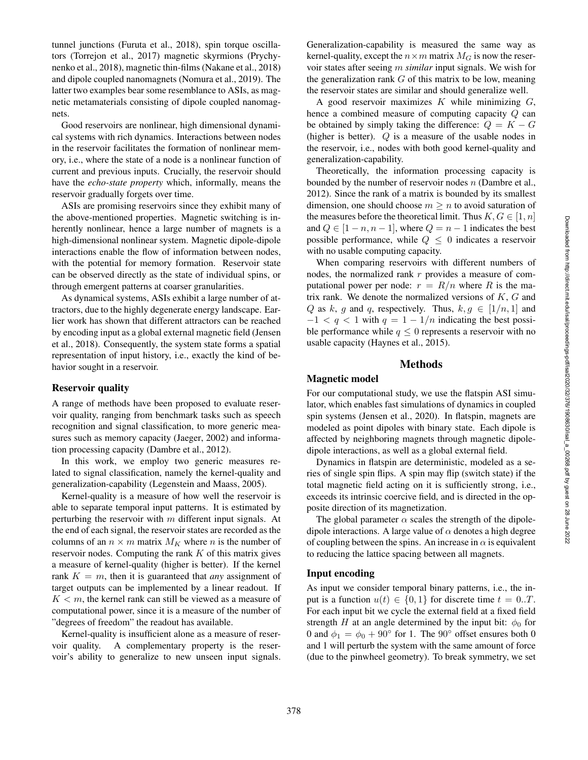tunnel junctions (Furuta et al., 2018), spin torque oscillators (Torrejon et al., 2017) magnetic skyrmions (Prychynenko et al., 2018), magnetic thin-films (Nakane et al., 2018) and dipole coupled nanomagnets (Nomura et al., 2019). The latter two examples bear some resemblance to ASIs, as magnetic metamaterials consisting of dipole coupled nanomagnets.

Good reservoirs are nonlinear, high dimensional dynamical systems with rich dynamics. Interactions between nodes in the reservoir facilitates the formation of nonlinear memory, i.e., where the state of a node is a nonlinear function of current and previous inputs. Crucially, the reservoir should have the *echo-state property* which, informally, means the reservoir gradually forgets over time.

ASIs are promising reservoirs since they exhibit many of the above-mentioned properties. Magnetic switching is inherently nonlinear, hence a large number of magnets is a high-dimensional nonlinear system. Magnetic dipole-dipole interactions enable the flow of information between nodes, with the potential for memory formation. Reservoir state can be observed directly as the state of individual spins, or through emergent patterns at coarser granularities.

As dynamical systems, ASIs exhibit a large number of attractors, due to the highly degenerate energy landscape. Earlier work has shown that different attractors can be reached by encoding input as a global external magnetic field (Jensen et al., 2018). Consequently, the system state forms a spatial representation of input history, i.e., exactly the kind of behavior sought in a reservoir.

### Reservoir quality

A range of methods have been proposed to evaluate reservoir quality, ranging from benchmark tasks such as speech recognition and signal classification, to more generic measures such as memory capacity (Jaeger, 2002) and information processing capacity (Dambre et al., 2012).

In this work, we employ two generic measures related to signal classification, namely the kernel-quality and generalization-capability (Legenstein and Maass, 2005).

Kernel-quality is a measure of how well the reservoir is able to separate temporal input patterns. It is estimated by perturbing the reservoir with $m$ different input signals. At the end of each signal, the reservoir states are recorded as the columns of an $n \times m$ matrix $M_K$ where $n$ is the number of reservoir nodes. Computing the rank $K$ of this matrix gives a measure of kernel-quality (higher is better). If the kernel rank $K = m$, then it is guaranteed that *any* assignment of target outputs can be implemented by a linear readout. If $K < m$, the kernel rank can still be viewed as a measure of computational power, since it is a measure of the number of "degrees of freedom" the readout has available.

Kernel-quality is insufficient alone as a measure of reservoir quality. A complementary property is the reservoir's ability to generalize to new unseen input signals. Generalization-capability is measured the same way as kernel-quality, except the $n \times m$ matrix $M_G$ is now the reservoir states after seeing $m$ *similar* input signals. We wish for the generalization rank $G$ of this matrix to be low, meaning the reservoir states are similar and should generalize well.

A good reservoir maximizes $K$ while minimizing $G$, hence a combined measure of computing capacity $Q$ can be obtained by simply taking the difference: $Q = K - G$ (higher is better). $Q$ is a measure of the usable nodes in the reservoir, i.e., nodes with both good kernel-quality and generalization-capability.

Theoretically, the information processing capacity is bounded by the number of reservoir nodes $n$ (Dambre et al., 2012). Since the rank of a matrix is bounded by its smallest dimension, one should choose $m \geq n$ to avoid saturation of the measures before the theoretical limit. Thus $K, G \in [1, n]$ and $Q \in [1 - n, n - 1]$, where $Q = n - 1$ indicates the best possible performance, while $Q \leq 0$ indicates a reservoir with no usable computing capacity.

When comparing reservoirs with different numbers of nodes, the normalized rank $r$ provides a measure of computational power per node: $r = R/n$ where $R$ is the matrix rank. We denote the normalized versions of $K$, $G$ and $Q$ as $k$, $g$ and $q$, respectively. Thus, $k, g \in [1/n, 1]$ and $-1 < q < 1$ with $q = 1 - 1/n$ indicating the best possible performance while $q \leq 0$ represents a reservoir with no usable capacity (Haynes et al., 2015).

## Methods

### Magnetic model

For our computational study, we use the flatspin ASI simulator, which enables fast simulations of dynamics in coupled spin systems (Jensen et al., 2020). In flatspin, magnets are modeled as point dipoles with binary state. Each dipole is affected by neighboring magnets through magnetic dipole-dipole interactions, as well as a global external field.

Dynamics in flatspin are deterministic, modeled as a series of single spin flips. A spin may flip (switch state) if the total magnetic field acting on it is sufficiently strong, i.e., exceeds its intrinsic coercive field, and is directed in the opposite direction of its magnetization.

The global parameter $\alpha$ scales the strength of the dipole-dipole interactions. A large value of $\alpha$ denotes a high degree of coupling between the spins. An increase in $\alpha$ is equivalent to reducing the lattice spacing between all magnets.

### Input encoding

As input we consider temporal binary patterns, i.e., the input is a function $u(t) \in \{0, 1\}$ for discrete time $t = 0..T$. For each input bit we cycle the external field at a fixed field strength $H$ at an angle determined by the input bit: $\phi_0$ for 0 and $\phi_1 = \phi_0 + 90°$ for 1. The $90°$ offset ensures both 0 and 1 will perturb the system with the same amount of force (due to the pinwheel geometry). To break symmetry, we set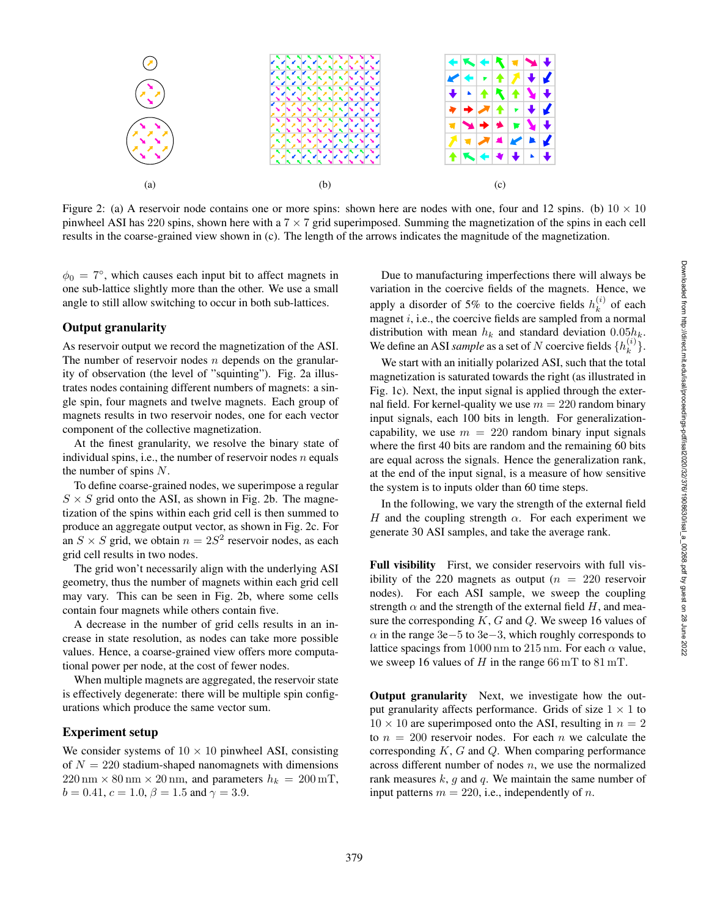(a)

(b)

(c)

Figure 2: (a) A reservoir node contains one or more spins: shown here are nodes with one, four and 12 spins. (b) $10 \times 10$ pinwheel ASI has 220 spins, shown here with a $7 \times 7$ grid superimposed. Summing the magnetization of the spins in each cell results in the coarse-grained view shown in (c). The length of the arrows indicates the magnitude of the magnetization.

$\phi_0 = 7°$, which causes each input bit to affect magnets in one sub-lattice slightly more than the other. We use a small angle to still allow switching to occur in both sub-lattices.

## Output granularity

As reservoir output we record the magnetization of the ASI. The number of reservoir nodes $n$ depends on the granularity of observation (the level of "squinting"). Fig. 2a illustrates nodes containing different numbers of magnets: a single spin, four magnets and twelve magnets. Each group of magnets results in two reservoir nodes, one for each vector component of the collective magnetization.

At the finest granularity, we resolve the binary state of individual spins, i.e., the number of reservoir nodes $n$ equals the number of spins $N$.

To define coarse-grained nodes, we superimpose a regular $S \times S$ grid onto the ASI, as shown in Fig. 2b. The magnetization of the spins within each grid cell is then summed to produce an aggregate output vector, as shown in Fig. 2c. For an $S \times S$ grid, we obtain $n = 2S^2$ reservoir nodes, as each grid cell results in two nodes.

The grid won't necessarily align with the underlying ASI geometry, thus the number of magnets within each grid cell may vary. This can be seen in Fig. 2b, where some cells contain four magnets while others contain five.

A decrease in the number of grid cells results in an increase in state resolution, as nodes can take more possible values. Hence, a coarse-grained view offers more computational power per node, at the cost of fewer nodes.

When multiple magnets are aggregated, the reservoir state is effectively degenerate: there will be multiple spin configurations which produce the same vector sum.

## Experiment setup

We consider systems of $10 \times 10$ pinwheel ASI, consisting of $N = 220$ stadium-shaped nanomagnets with dimensions $220\,\text{nm} \times 80\,\text{nm} \times 20\,\text{nm}$, and parameters $h_k = 200\,\text{mT}$, $b = 0.41$, $c = 1.0$, $\beta = 1.5$ and $\gamma = 3.9$.

Due to manufacturing imperfections there will always be variation in the coercive fields of the magnets. Hence, we apply a disorder of 5% to the coercive fields $h_k^{(i)}$ of each magnet $i$, i.e., the coercive fields are sampled from a normal distribution with mean $h_k$ and standard deviation $0.05h_k$. We define an ASI *sample* as a set of $N$ coercive fields $\{h_k^{(i)}\}$.

We start with an initially polarized ASI, such that the total magnetization is saturated towards the right (as illustrated in Fig. 1c). Next, the input signal is applied through the external field. For kernel-quality we use $m = 220$ random binary input signals, each 100 bits in length. For generalization-capability, we use $m = 220$ random binary input signals where the first 40 bits are random and the remaining 60 bits are equal across the signals. Hence the generalization rank, at the end of the input signal, is a measure of how sensitive the system is to inputs older than 60 time steps.

In the following, we vary the strength of the external field $H$ and the coupling strength $\alpha$. For each experiment we generate 30 ASI samples, and take the average rank.

**Full visibility** First, we consider reservoirs with full visibility of the 220 magnets as output ($n = 220$ reservoir nodes). For each ASI sample, we sweep the coupling strength $\alpha$ and the strength of the external field $H$, and measure the corresponding $K$, $G$ and $Q$. We sweep 16 values of $\alpha$ in the range 3e−5 to 3e−3, which roughly corresponds to lattice spacings from 1000 nm to 215 nm. For each $\alpha$ value, we sweep 16 values of $H$ in the range 66 mT to 81 mT.

**Output granularity** Next, we investigate how the output granularity affects performance. Grids of size $1 \times 1$ to $10 \times 10$ are superimposed onto the ASI, resulting in $n = 2$ to $n = 200$ reservoir nodes. For each $n$ we calculate the corresponding $K$, $G$ and $Q$. When comparing performance across different number of nodes $n$, we use the normalized rank measures $k$, $g$ and $q$. We maintain the same number of input patterns $m = 220$, i.e., independently of $n$.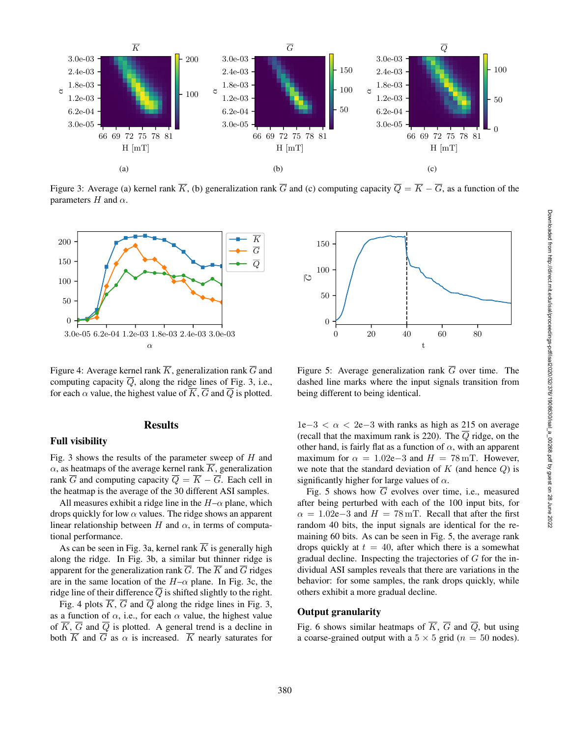Figure 3: Average (a) kernel rank $\overline{K}$, (b) generalization rank $\overline{G}$ and (c) computing capacity $\overline{Q} = \overline{K} - \overline{G}$, as a function of the parameters $H$ and $\alpha$.

Figure 4: Average kernel rank $\overline{K}$, generalization rank $\overline{G}$ and computing capacity $\overline{Q}$, along the ridge lines of Fig. 3, i.e., for each $\alpha$ value, the highest value of $\overline{K}$, $\overline{G}$ and $\overline{Q}$ is plotted.

Figure 5: Average generalization rank $\overline{G}$ over time. The dashed line marks where the input signals transition from being different to being identical.

## Results

### Full visibility

Fig. 3 shows the results of the parameter sweep of $H$ and $\alpha$, as heatmaps of the average kernel rank $\overline{K}$, generalization rank $\overline{G}$ and computing capacity $\overline{Q} = \overline{K} - \overline{G}$. Each cell in the heatmap is the average of the 30 different ASI samples.

All measures exhibit a ridge line in the $H$–$\alpha$ plane, which drops quickly for low $\alpha$ values. The ridge shows an apparent linear relationship between $H$ and $\alpha$, in terms of computational performance.

As can be seen in Fig. 3a, kernel rank $\overline{K}$ is generally high along the ridge. In Fig. 3b, a similar but thinner ridge is apparent for the generalization rank $\overline{G}$. The $\overline{K}$ and $\overline{G}$ ridges are in the same location of the $H$–$\alpha$ plane. In Fig. 3c, the ridge line of their difference $\overline{Q}$ is shifted slightly to the right.

Fig. 4 plots $\overline{K}$, $\overline{G}$ and $\overline{Q}$ along the ridge lines in Fig. 3, as a function of $\alpha$, i.e., for each $\alpha$ value, the highest value of $\overline{K}$, $\overline{G}$ and $\overline{Q}$ is plotted. A general trend is a decline in both $\overline{K}$ and $\overline{G}$ as $\alpha$ is increased. $\overline{K}$ nearly saturates for $1\text{e}{-3} < \alpha < 2\text{e}{-3}$ with ranks as high as 215 on average (recall that the maximum rank is 220). The $\overline{Q}$ ridge, on the other hand, is fairly flat as a function of $\alpha$, with an apparent maximum for $\alpha = 1.02\text{e}{-3}$ and $H = 78\,\text{mT}$. However, we note that the standard deviation of $K$ (and hence $Q$) is significantly higher for large values of $\alpha$.

Fig. 5 shows how $\overline{G}$ evolves over time, i.e., measured after being perturbed with each of the 100 input bits, for $\alpha = 1.02\text{e}{-3}$ and $H = 78\,\text{mT}$. Recall that after the first random 40 bits, the input signals are identical for the remaining 60 bits. As can be seen in Fig. 5, the average rank drops quickly at $t = 40$, after which there is a somewhat gradual decline. Inspecting the trajectories of $G$ for the individual ASI samples reveals that there are variations in the behavior: for some samples, the rank drops quickly, while others exhibit a more gradual decline.

### Output granularity

Fig. 6 shows similar heatmaps of $\overline{K}$, $\overline{G}$ and $\overline{Q}$, but using a coarse-grained output with a $5 \times 5$ grid ($n = 50$ nodes).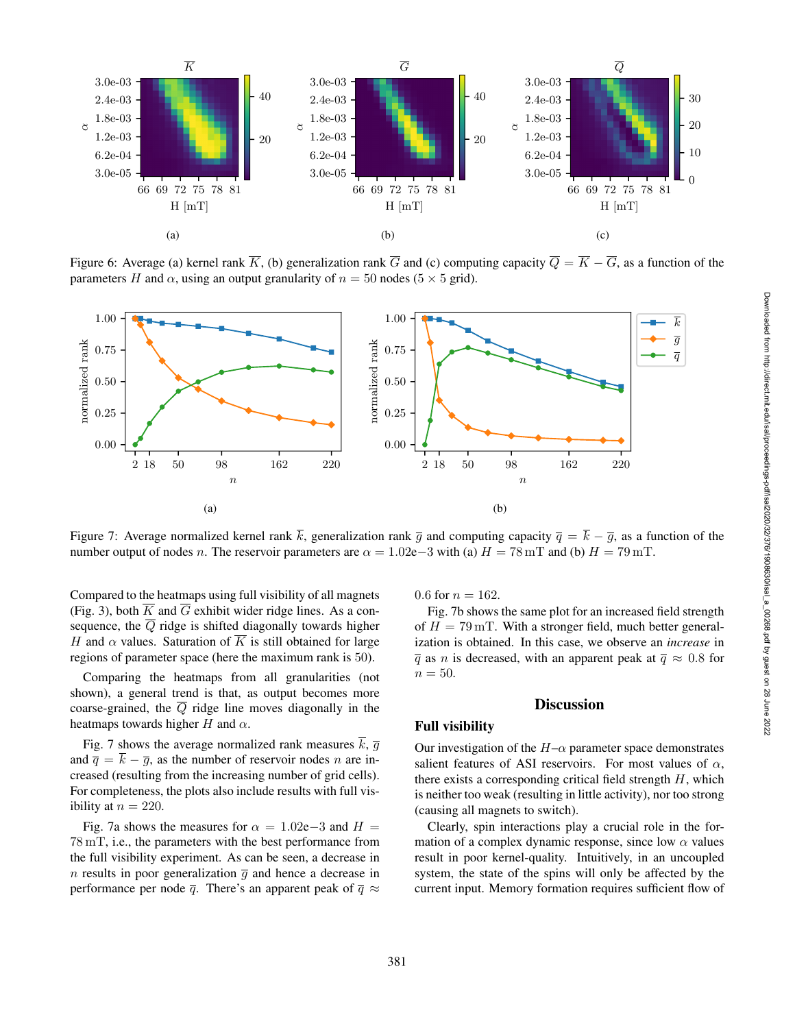Figure 6: Average (a) kernel rank $\overline{K}$, (b) generalization rank $\overline{G}$ and (c) computing capacity $\overline{Q} = \overline{K} - \overline{G}$, as a function of the parameters $H$ and $\alpha$, using an output granularity of $n = 50$ nodes ($5 \times 5$ grid).

Figure 7: Average normalized kernel rank $\overline{k}$, generalization rank $\overline{g}$ and computing capacity $\overline{q} = \overline{k} - \overline{g}$, as a function of the number output of nodes $n$. The reservoir parameters are $\alpha = 1.02\text{e}{-3}$ with (a) $H = 78\,\text{mT}$ and (b) $H = 79\,\text{mT}$.

Compared to the heatmaps using full visibility of all magnets (Fig. 3), both $\overline{K}$ and $\overline{G}$ exhibit wider ridge lines. As a consequence, the $\overline{Q}$ ridge is shifted diagonally towards higher $H$ and $\alpha$ values. Saturation of $\overline{K}$ is still obtained for large regions of parameter space (here the maximum rank is 50).

Comparing the heatmaps from all granularities (not shown), a general trend is that, as output becomes more coarse-grained, the $\overline{Q}$ ridge line moves diagonally in the heatmaps towards higher $H$ and $\alpha$.

Fig. 7 shows the average normalized rank measures $\overline{k}$, $\overline{g}$ and $\overline{q} = \overline{k} - \overline{g}$, as the number of reservoir nodes $n$ are increased (resulting from the increasing number of grid cells). For completeness, the plots also include results with full visibility at $n = 220$.

Fig. 7a shows the measures for $\alpha = 1.02\text{e}{-3}$ and $H = 78\,\text{mT}$, i.e., the parameters with the best performance from the full visibility experiment. As can be seen, a decrease in $n$ results in poor generalization $\overline{g}$ and hence a decrease in performance per node $\overline{q}$. There's an apparent peak of $\overline{q} \approx 0.6$ for $n = 162$.

Fig. 7b shows the same plot for an increased field strength of $H = 79\,\text{mT}$. With a stronger field, much better generalization is obtained. In this case, we observe an *increase* in $\overline{q}$ as $n$ is decreased, with an apparent peak at $\overline{q} \approx 0.8$ for $n = 50$.

## Discussion

### Full visibility

Our investigation of the $H$–$\alpha$ parameter space demonstrates salient features of ASI reservoirs. For most values of $\alpha$, there exists a corresponding critical field strength $H$, which is neither too weak (resulting in little activity), nor too strong (causing all magnets to switch).

Clearly, spin interactions play a crucial role in the formation of a complex dynamic response, since low $\alpha$ values result in poor kernel-quality. Intuitively, in an uncoupled system, the state of the spins will only be affected by the current input. Memory formation requires sufficient flow of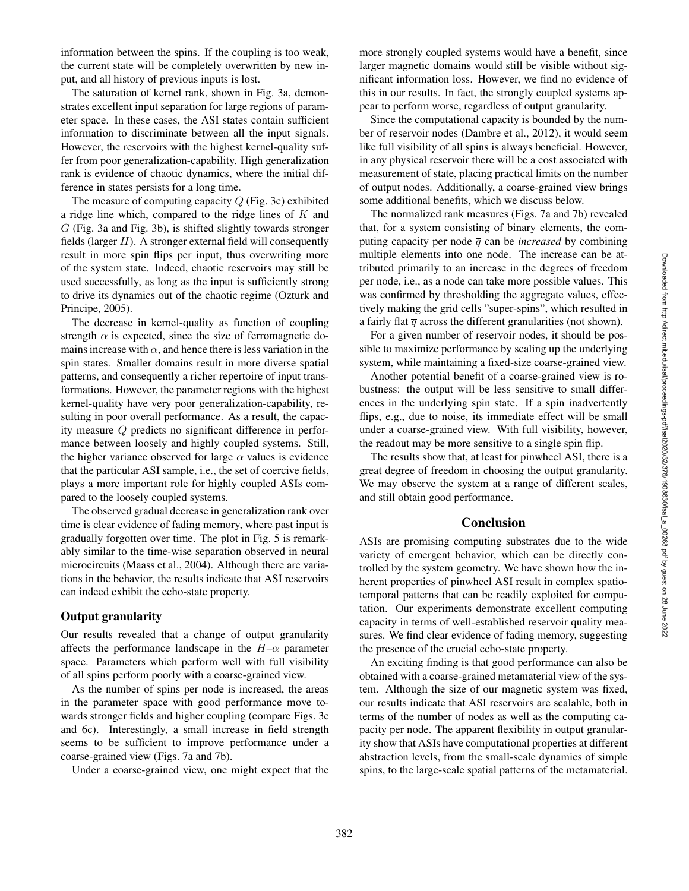information between the spins. If the coupling is too weak, the current state will be completely overwritten by new input, and all history of previous inputs is lost.

The saturation of kernel rank, shown in Fig. 3a, demonstrates excellent input separation for large regions of parameter space. In these cases, the ASI states contain sufficient information to discriminate between all the input signals. However, the reservoirs with the highest kernel-quality suffer from poor generalization-capability. High generalization rank is evidence of chaotic dynamics, where the initial difference in states persists for a long time.

The measure of computing capacity $Q$ (Fig. 3c) exhibited a ridge line which, compared to the ridge lines of $K$ and $G$ (Fig. 3a and Fig. 3b), is shifted slightly towards stronger fields (larger $H$). A stronger external field will consequently result in more spin flips per input, thus overwriting more of the system state. Indeed, chaotic reservoirs may still be used successfully, as long as the input is sufficiently strong to drive its dynamics out of the chaotic regime (Ozturk and Principe, 2005).

The decrease in kernel-quality as function of coupling strength $\alpha$ is expected, since the size of ferromagnetic domains increase with $\alpha$, and hence there is less variation in the spin states. Smaller domains result in more diverse spatial patterns, and consequently a richer repertoire of input transformations. However, the parameter regions with the highest kernel-quality have very poor generalization-capability, resulting in poor overall performance. As a result, the capacity measure $Q$ predicts no significant difference in performance between loosely and highly coupled systems. Still, the higher variance observed for large $\alpha$ values is evidence that the particular ASI sample, i.e., the set of coercive fields, plays a more important role for highly coupled ASIs compared to the loosely coupled systems.

The observed gradual decrease in generalization rank over time is clear evidence of fading memory, where past input is gradually forgotten over time. The plot in Fig. 5 is remarkably similar to the time-wise separation observed in neural microcircuits (Maass et al., 2004). Although there are variations in the behavior, the results indicate that ASI reservoirs can indeed exhibit the echo-state property.

### Output granularity

Our results revealed that a change of output granularity affects the performance landscape in the $H$–$\alpha$ parameter space. Parameters which perform well with full visibility of all spins perform poorly with a coarse-grained view.

As the number of spins per node is increased, the areas in the parameter space with good performance move towards stronger fields and higher coupling (compare Figs. 3c and 6c). Interestingly, a small increase in field strength seems to be sufficient to improve performance under a coarse-grained view (Figs. 7a and 7b).

Under a coarse-grained view, one might expect that the more strongly coupled systems would have a benefit, since larger magnetic domains would still be visible without significant information loss. However, we find no evidence of this in our results. In fact, the strongly coupled systems appear to perform worse, regardless of output granularity.

Since the computational capacity is bounded by the number of reservoir nodes (Dambre et al., 2012), it would seem like full visibility of all spins is always beneficial. However, in any physical reservoir there will be a cost associated with measurement of state, placing practical limits on the number of output nodes. Additionally, a coarse-grained view brings some additional benefits, which we discuss below.

The normalized rank measures (Figs. 7a and 7b) revealed that, for a system consisting of binary elements, the computing capacity per node $\overline{q}$ can be *increased* by combining multiple elements into one node. The increase can be attributed primarily to an increase in the degrees of freedom per node, i.e., as a node can take more possible values. This was confirmed by thresholding the aggregate values, effectively making the grid cells "super-spins", which resulted in a fairly flat $\overline{q}$ across the different granularities (not shown).

For a given number of reservoir nodes, it should be possible to maximize performance by scaling up the underlying system, while maintaining a fixed-size coarse-grained view.

Another potential benefit of a coarse-grained view is robustness: the output will be less sensitive to small differences in the underlying spin state. If a spin inadvertently flips, e.g., due to noise, its immediate effect will be small under a coarse-grained view. With full visibility, however, the readout may be more sensitive to a single spin flip.

The results show that, at least for pinwheel ASI, there is a great degree of freedom in choosing the output granularity. We may observe the system at a range of different scales, and still obtain good performance.

## Conclusion

ASIs are promising computing substrates due to the wide variety of emergent behavior, which can be directly controlled by the system geometry. We have shown how the inherent properties of pinwheel ASI result in complex spatiotemporal patterns that can be readily exploited for computation. Our experiments demonstrate excellent computing capacity in terms of well-established reservoir quality measures. We find clear evidence of fading memory, suggesting the presence of the crucial echo-state property.

An exciting finding is that good performance can also be obtained with a coarse-grained metamaterial view of the system. Although the size of our magnetic system was fixed, our results indicate that ASI reservoirs are scalable, both in terms of the number of nodes as well as the computing capacity per node. The apparent flexibility in output granularity show that ASIs have computational properties at different abstraction levels, from the small-scale dynamics of simple spins, to the large-scale spatial patterns of the metamaterial.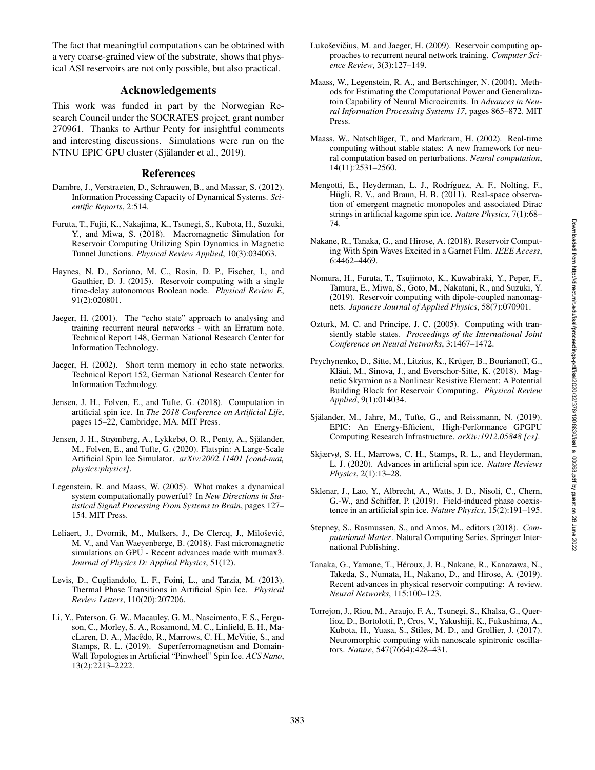The fact that meaningful computations can be obtained with a very coarse-grained view of the substrate, shows that physical ASI reservoirs are not only possible, but also practical.

## Acknowledgements

This work was funded in part by the Norwegian Research Council under the SOCRATES project, grant number 270961. Thanks to Arthur Penty for insightful comments and interesting discussions. Simulations were run on the NTNU EPIC GPU cluster (Själander et al., 2019).

## References

Dambre, J., Verstraeten, D., Schrauwen, B., and Massar, S. (2012). Information Processing Capacity of Dynamical Systems. *Scientific Reports*, 2:514.

Furuta, T., Fujii, K., Nakajima, K., Tsunegi, S., Kubota, H., Suzuki, Y., and Miwa, S. (2018). Macromagnetic Simulation for Reservoir Computing Utilizing Spin Dynamics in Magnetic Tunnel Junctions. *Physical Review Applied*, 10(3):034063.

Haynes, N. D., Soriano, M. C., Rosin, D. P., Fischer, I., and Gauthier, D. J. (2015). Reservoir computing with a single time-delay autonomous Boolean node. *Physical Review E*, 91(2):020801.

Jaeger, H. (2001). The "echo state" approach to analysing and training recurrent neural networks - with an Erratum note. Technical Report 148, German National Research Center for Information Technology.

Jaeger, H. (2002). Short term memory in echo state networks. Technical Report 152, German National Research Center for Information Technology.

Jensen, J. H., Folven, E., and Tufte, G. (2018). Computation in artificial spin ice. In *The 2018 Conference on Artificial Life*, pages 15–22, Cambridge, MA. MIT Press.

Jensen, J. H., Strømberg, A., Lykkebø, O. R., Penty, A., Själander, M., Folven, E., and Tufte, G. (2020). Flatspin: A Large-Scale Artificial Spin Ice Simulator. *arXiv:2002.11401 [cond-mat, physics:physics]*.

Legenstein, R. and Maass, W. (2005). What makes a dynamical system computationally powerful? In *New Directions in Statistical Signal Processing From Systems to Brain*, pages 127–154. MIT Press.

Leliaert, J., Dvornik, M., Mulkers, J., De Clercq, J., Milošević, M. V., and Van Waeyenberge, B. (2018). Fast micromagnetic simulations on GPU - Recent advances made with mumax3. *Journal of Physics D: Applied Physics*, 51(12).

Levis, D., Cugliandolo, L. F., Foini, L., and Tarzia, M. (2013). Thermal Phase Transitions in Artificial Spin Ice. *Physical Review Letters*, 110(20):207206.

Li, Y., Paterson, G. W., Macauley, G. M., Nascimento, F. S., Ferguson, C., Morley, S. A., Rosamond, M. C., Linfield, E. H., MacLaren, D. A., Macêdo, R., Marrows, C. H., McVitie, S., and Stamps, R. L. (2019). Superferromagnetism and Domain-Wall Topologies in Artificial "Pinwheel" Spin Ice. *ACS Nano*, 13(2):2213–2222.

Lukoševičius, M. and Jaeger, H. (2009). Reservoir computing approaches to recurrent neural network training. *Computer Science Review*, 3(3):127–149.

Maass, W., Legenstein, R. A., and Bertschinger, N. (2004). Methods for Estimating the Computational Power and Generalizatoin Capability of Neural Microcircuits. In *Advances in Neural Information Processing Systems 17*, pages 865–872. MIT Press.

Maass, W., Natschläger, T., and Markram, H. (2002). Real-time computing without stable states: A new framework for neural computation based on perturbations. *Neural computation*, 14(11):2531–2560.

Mengotti, E., Heyderman, L. J., Rodríguez, A. F., Nolting, F., Hügli, R. V., and Braun, H. B. (2011). Real-space observation of emergent magnetic monopoles and associated Dirac strings in artificial kagome spin ice. *Nature Physics*, 7(1):68–74.

Nakane, R., Tanaka, G., and Hirose, A. (2018). Reservoir Computing With Spin Waves Excited in a Garnet Film. *IEEE Access*, 6:4462–4469.

Nomura, H., Furuta, T., Tsujimoto, K., Kuwabiraki, Y., Peper, F., Tamura, E., Miwa, S., Goto, M., Nakatani, R., and Suzuki, Y. (2019). Reservoir computing with dipole-coupled nanomagnets. *Japanese Journal of Applied Physics*, 58(7):070901.

Ozturk, M. C. and Principe, J. C. (2005). Computing with transiently stable states. *Proceedings of the International Joint Conference on Neural Networks*, 3:1467–1472.

Prychynenko, D., Sitte, M., Litzius, K., Krüger, B., Bourianoff, G., Kläui, M., Sinova, J., and Everschor-Sitte, K. (2018). Magnetic Skyrmion as a Nonlinear Resistive Element: A Potential Building Block for Reservoir Computing. *Physical Review Applied*, 9(1):014034.

Själander, M., Jahre, M., Tufte, G., and Reissmann, N. (2019). EPIC: An Energy-Efficient, High-Performance GPGPU Computing Research Infrastructure. *arXiv:1912.05848 [cs]*.

Skjærvø, S. H., Marrows, C. H., Stamps, R. L., and Heyderman, L. J. (2020). Advances in artificial spin ice. *Nature Reviews Physics*, 2(1):13–28.

Sklenar, J., Lao, Y., Albrecht, A., Watts, J. D., Nisoli, C., Chern, G.-W., and Schiffer, P. (2019). Field-induced phase coexistence in an artificial spin ice. *Nature Physics*, 15(2):191–195.

Stepney, S., Rasmussen, S., and Amos, M., editors (2018). *Computational Matter*. Natural Computing Series. Springer International Publishing.

Tanaka, G., Yamane, T., Héroux, J. B., Nakane, R., Kanazawa, N., Takeda, S., Numata, H., Nakano, D., and Hirose, A. (2019). Recent advances in physical reservoir computing: A review. *Neural Networks*, 115:100–123.

Torrejon, J., Riou, M., Araujo, F. A., Tsunegi, S., Khalsa, G., Querlioz, D., Bortolotti, P., Cros, V., Yakushiji, K., Fukushima, A., Kubota, H., Yuasa, S., Stiles, M. D., and Grollier, J. (2017). Neuromorphic computing with nanoscale spintronic oscillators. *Nature*, 547(7664):428–431.